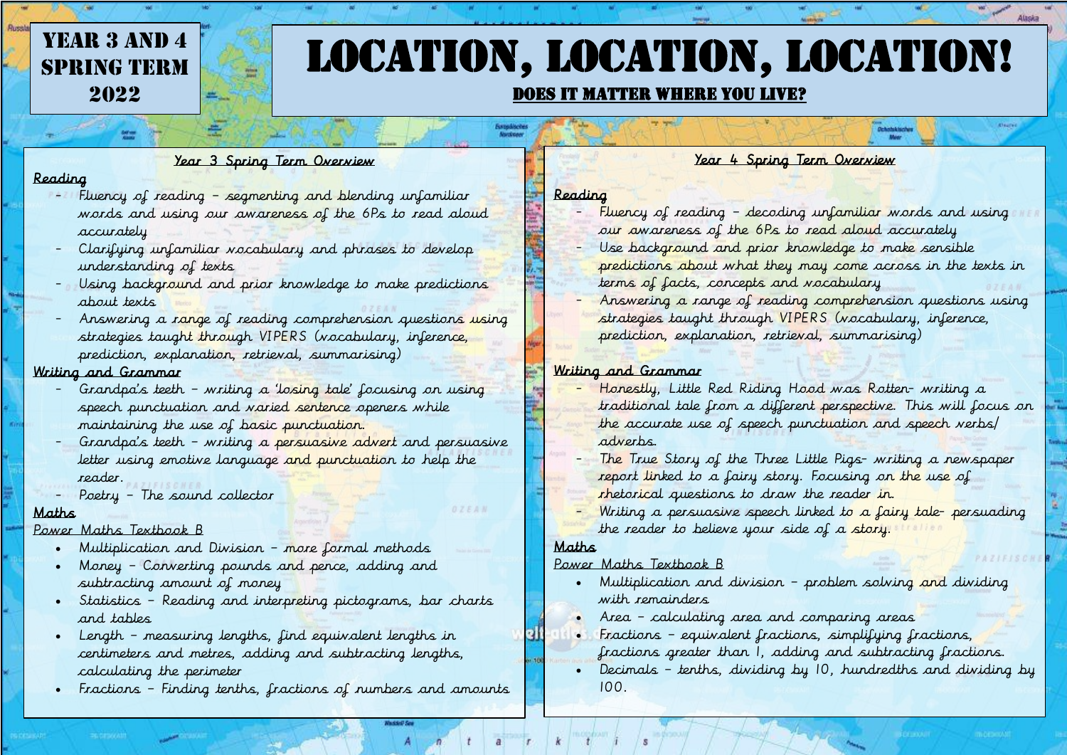# YEAR 3 AND 4 SPRING TERM 2022

# LOCATION, LOCATION, LOCATION!

## DOES IT MATTER WHERE YOU LIVE?

### Year 3 Spring Term Overview

**Reading**

- Fluency of reading – segmenting and blending unfamiliar words and using our awareness of the 6Ps to read aloud accurately
- Clarifying unfamiliar vocabulary and phrases to develop understanding of texts
- Using background and prior knowledge to make predictions about texts
- Answering a range of reading comprehension questions using strategies taught through VIPERS (vocabulary, inference, prediction, explanation, retrieval, summarising)

**Writing and Grammar**

- Grandpa's teeth – writing a 'losing tale' focusing on using speech punctuation and varied sentence openers while maintaining the use of basic punctuation.
- Grandpa's teeth – writing a persuasive advert and persuasive letter using emotive language and punctuation to help the reader.
- Poetry – The sound collector

**Maths**

Power Maths Textbook B

- Multiplication and Division – more formal methods
- Money – Converting pounds and pence, adding and subtracting amount of money
- Statistics – Reading and interpreting pictograms, bar charts and tables
- Length – measuring lengths, find equivalent lengths in centimeters and metres, adding and subtracting lengths, calculating the perimeter
- Fractions – Finding tenths, fractions of numbers and amounts

### Year 4 Spring Term Overview

**Reading**

- Fluency of reading – decoding unfamiliar words and using our awareness of the 6Ps to read aloud accurately
- Use background and prior knowledge to make sensible predictions about what they may come across in the texts in terms of facts, concepts and vocabulary
- Answering a range of reading comprehension questions using strategies taught through VIPERS (vocabulary, inference, prediction, explanation, retrieval, summarising)

**Writing and Grammar**

- Honestly, Little Red Riding Hood was Rotten- writing a traditional tale from a different perspective. This will focus on the accurate use of speech punctuation and speech verbs/ adverbs.
- The True Story of the Three Little Pigs- writing a newspaper report linked to a fairy story. Focusing on the use of rhetorical questions to draw the reader in.
- Writing a persuasive speech linked to a fairy tale- persuading the reader to believe your side of a story.

**Maths**

Power Maths Textbook B

- Multiplication and division – problem solving and dividing with remainders
- Area – calculating area and comparing areas
- Fractions – equivalent fractions, simplifying fractions, fractions greater than 1, adding and subtracting fractions.
- Decimals – tenths, dividing by 10, hundredths and dividing by 100.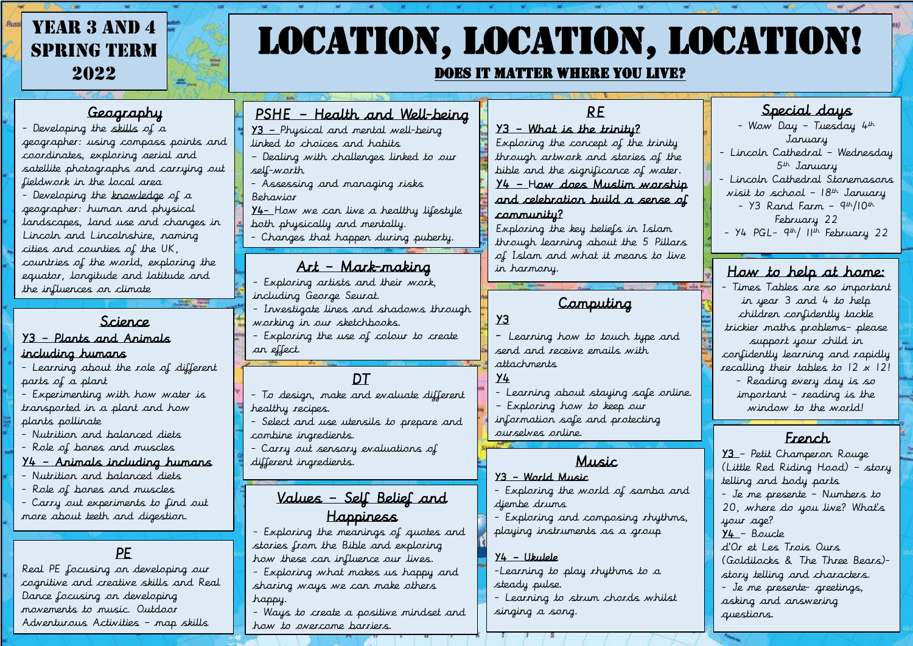# Year 3 and 4 Spring Term 2022

# Location, Location, Location!

## Does it matter where you live?

## Geography

- Developing the skills of a geographer: using compass points and coordinates, exploring aerial and satellite photographs and carrying out fieldwork in the local area
- Developing the knowledge of a geographer: human and physical landscapes, land use and changes in Lincoln and Lincolnshire, naming cities and counties of the UK, countries of the world, exploring the equator, longitude and latitude and the influences on climate

## Science

**Y3 – Plants and Animals including humans**

- Learning about the role of different parts of a plant
- Experimenting with how water is transported in a plant and how plants pollinate
- Nutrition and balanced diets
- Role of bones and muscles

**Y4 – Animals including humans**

- Nutrition and balanced diets
- Role of bones and muscles
- Carry out experiments to find out more about teeth and digestion.

## PE

Real PE focusing on developing our cognitive and creative skills and Real Dance focusing on developing movements to music. Outdoor Adventurous Activities – map skills

## PSHE – Health and Well-being

**Y3 –** Physical and mental well-being linked to choices and habits

- Dealing with challenges linked to our self-worth
- Assessing and managing risks Behavior

**Y4-** How we can live a healthy lifestyle both physically and mentally.

- Changes that happen during puberty.

## Art – Mark-making

- Exploring artists and their work, including George Seurat.
- Investigate lines and shadows through working in our sketchbooks.
- Exploring the use of colour to create an effect.

## DT

- To design, make and evaluate different healthy recipes.
- Select and use utensils to prepare and combine ingredients.
- Carry out sensory evaluations of different ingredients.

## Values – Self Belief and Happiness

- Exploring the meanings of quotes and stories from the Bible and exploring how these can influence our lives.
- Exploring what makes us happy and sharing ways we can make others happy.
- Ways to create a positive mindset and how to overcome barriers.

## RE

**Y3 – What is the trinity?**

Exploring the concept of the trinity through artwork and stories of the bible and the significance of water.

**Y4 – How does Muslim worship and celebration build a sense of community?**

Exploring the key beliefs in Islam through learning about the 5 Pillars of Islam and what it means to live in harmony.

## Computing

**Y3**

- Learning how to touch type and send and receive emails with attachments

**Y4**

- Learning about staying safe online.
- Exploring how to keep our information safe and protecting ourselves online.

## Music

**Y3 – World Music**

- Exploring the world of samba and djembe drums
- Exploring and composing rhythms, playing instruments as a group

**Y4 – Ukulele**

- Learning to play rhythms to a steady pulse.
- Learning to strum chords whilst singing a song.

## Special days

- Wow Day – Tuesday 4th January
- Lincoln Cathedral – Wednesday 5th January
- Lincoln Cathedral Stonemasons visit to school – 18th January
- Y3 Rand Farm – 9th/10th February 22
- Y4 PGL- 9th/ 11th February 22

## How to help at home:

- Times Tables are so important in year 3 and 4 to help children confidently tackle trickier maths problems- please support your child in confidently learning and rapidly recalling their tables to 12 x 12!
- Reading every day is so important – reading is the window to the world!

## French

**Y3** – Petit Champeron Rouge (Little Red Riding Hood) – story telling and body parts

- Je me presente – Numbers to 20, where do you live? What's your age?

**Y4** – Boucle d'Or et Les Trois Ours (Goldilocks & The Three Bears)- story telling and characters.

- Je me presente- greetings, asking and answering questions.